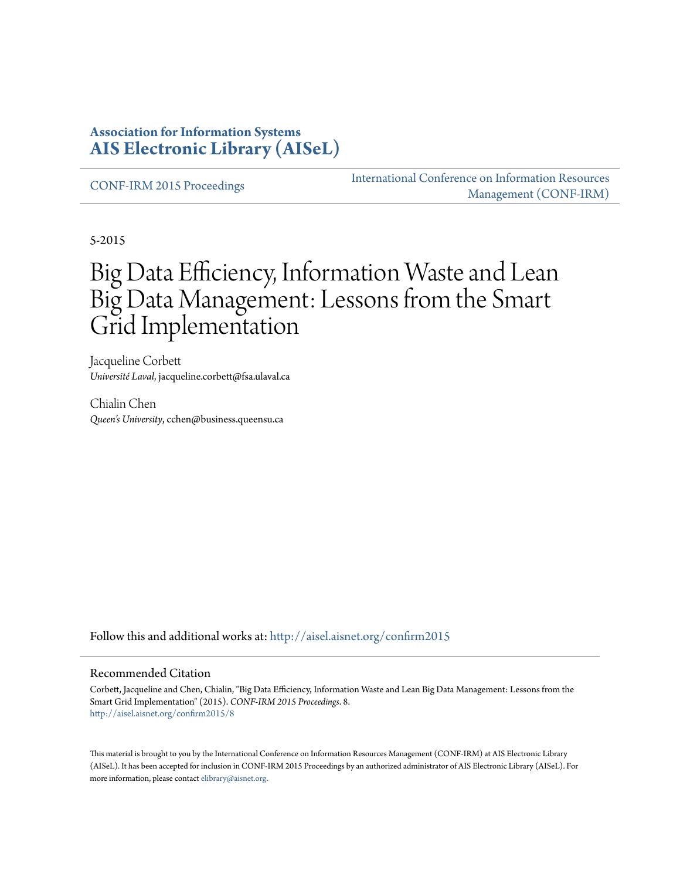**Association for Information Systems**
**[AIS Electronic Library (AISeL)](http://aisel.aisnet.org)**

CONF-IRM 2015 Proceedings | International Conference on Information Resources Management (CONF-IRM)

5-2015

# Big Data Efficiency, Information Waste and Lean Big Data Management: Lessons from the Smart Grid Implementation

Jacqueline Corbett
*Université Laval*, jacqueline.corbett@fsa.ulaval.ca

Chialin Chen
*Queen's University*, cchen@business.queensu.ca

Follow this and additional works at: http://aisel.aisnet.org/confirm2015

## Recommended Citation

Corbett, Jacqueline and Chen, Chialin, "Big Data Efficiency, Information Waste and Lean Big Data Management: Lessons from the Smart Grid Implementation" (2015). *CONF-IRM 2015 Proceedings*. 8.
http://aisel.aisnet.org/confirm2015/8

This material is brought to you by the International Conference on Information Resources Management (CONF-IRM) at AIS Electronic Library (AISeL). It has been accepted for inclusion in CONF-IRM 2015 Proceedings by an authorized administrator of AIS Electronic Library (AISeL). For more information, please contact elibrary@aisnet.org.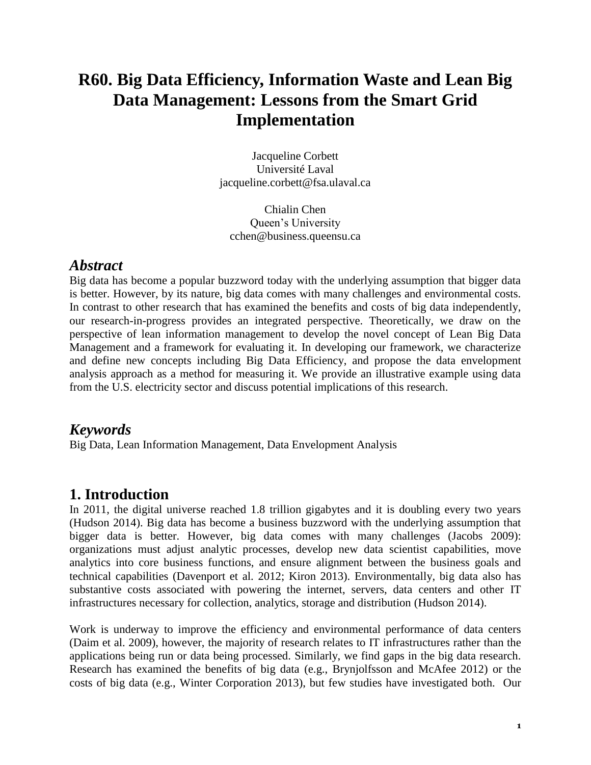# R60. Big Data Efficiency, Information Waste and Lean Big Data Management: Lessons from the Smart Grid Implementation

Jacqueline Corbett
Université Laval
jacqueline.corbett@fsa.ulaval.ca

Chialin Chen
Queen's University
cchen@business.queensu.ca

## *Abstract*

Big data has become a popular buzzword today with the underlying assumption that bigger data is better. However, by its nature, big data comes with many challenges and environmental costs. In contrast to other research that has examined the benefits and costs of big data independently, our research-in-progress provides an integrated perspective. Theoretically, we draw on the perspective of lean information management to develop the novel concept of Lean Big Data Management and a framework for evaluating it. In developing our framework, we characterize and define new concepts including Big Data Efficiency, and propose the data envelopment analysis approach as a method for measuring it. We provide an illustrative example using data from the U.S. electricity sector and discuss potential implications of this research.

## *Keywords*

Big Data, Lean Information Management, Data Envelopment Analysis

## 1. Introduction

In 2011, the digital universe reached 1.8 trillion gigabytes and it is doubling every two years (Hudson 2014). Big data has become a business buzzword with the underlying assumption that bigger data is better. However, big data comes with many challenges (Jacobs 2009): organizations must adjust analytic processes, develop new data scientist capabilities, move analytics into core business functions, and ensure alignment between the business goals and technical capabilities (Davenport et al. 2012; Kiron 2013). Environmentally, big data also has substantive costs associated with powering the internet, servers, data centers and other IT infrastructures necessary for collection, analytics, storage and distribution (Hudson 2014).

Work is underway to improve the efficiency and environmental performance of data centers (Daim et al. 2009), however, the majority of research relates to IT infrastructures rather than the applications being run or data being processed. Similarly, we find gaps in the big data research. Research has examined the benefits of big data (e.g., Brynjolfsson and McAfee 2012) or the costs of big data (e.g., Winter Corporation 2013), but few studies have investigated both. Our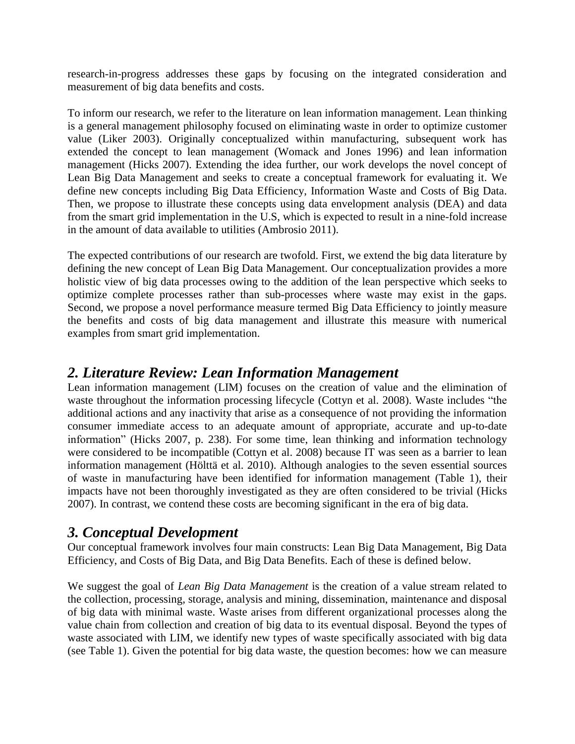research-in-progress addresses these gaps by focusing on the integrated consideration and measurement of big data benefits and costs.

To inform our research, we refer to the literature on lean information management. Lean thinking is a general management philosophy focused on eliminating waste in order to optimize customer value (Liker 2003). Originally conceptualized within manufacturing, subsequent work has extended the concept to lean management (Womack and Jones 1996) and lean information management (Hicks 2007). Extending the idea further, our work develops the novel concept of Lean Big Data Management and seeks to create a conceptual framework for evaluating it. We define new concepts including Big Data Efficiency, Information Waste and Costs of Big Data. Then, we propose to illustrate these concepts using data envelopment analysis (DEA) and data from the smart grid implementation in the U.S, which is expected to result in a nine-fold increase in the amount of data available to utilities (Ambrosio 2011).

The expected contributions of our research are twofold. First, we extend the big data literature by defining the new concept of Lean Big Data Management. Our conceptualization provides a more holistic view of big data processes owing to the addition of the lean perspective which seeks to optimize complete processes rather than sub-processes where waste may exist in the gaps. Second, we propose a novel performance measure termed Big Data Efficiency to jointly measure the benefits and costs of big data management and illustrate this measure with numerical examples from smart grid implementation.

## *2. Literature Review: Lean Information Management*

Lean information management (LIM) focuses on the creation of value and the elimination of waste throughout the information processing lifecycle (Cottyn et al. 2008). Waste includes "the additional actions and any inactivity that arise as a consequence of not providing the information consumer immediate access to an adequate amount of appropriate, accurate and up-to-date information" (Hicks 2007, p. 238). For some time, lean thinking and information technology were considered to be incompatible (Cottyn et al. 2008) because IT was seen as a barrier to lean information management (Hölttä et al. 2010). Although analogies to the seven essential sources of waste in manufacturing have been identified for information management (Table 1), their impacts have not been thoroughly investigated as they are often considered to be trivial (Hicks 2007). In contrast, we contend these costs are becoming significant in the era of big data.

## *3. Conceptual Development*

Our conceptual framework involves four main constructs: Lean Big Data Management, Big Data Efficiency, and Costs of Big Data, and Big Data Benefits. Each of these is defined below.

We suggest the goal of *Lean Big Data Management* is the creation of a value stream related to the collection, processing, storage, analysis and mining, dissemination, maintenance and disposal of big data with minimal waste. Waste arises from different organizational processes along the value chain from collection and creation of big data to its eventual disposal. Beyond the types of waste associated with LIM, we identify new types of waste specifically associated with big data (see Table 1). Given the potential for big data waste, the question becomes: how we can measure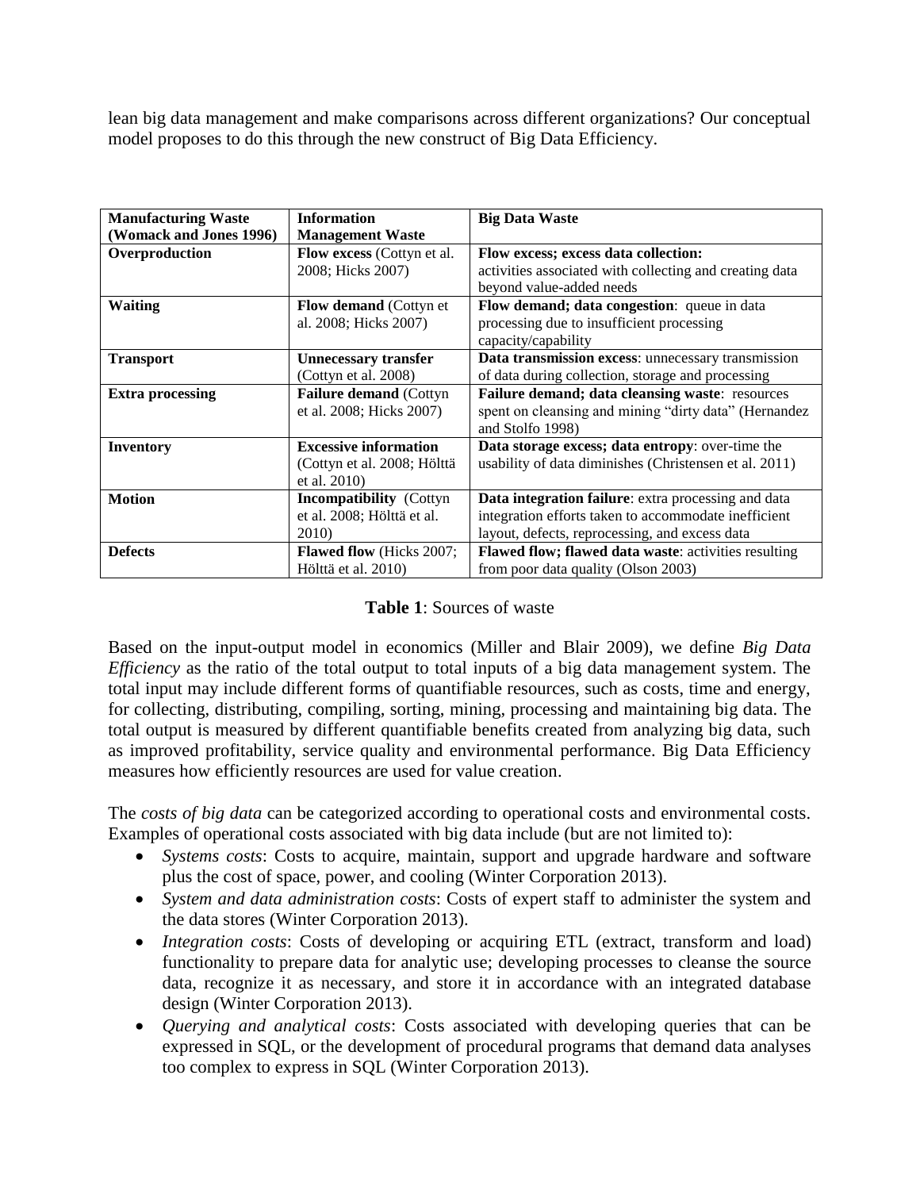lean big data management and make comparisons across different organizations? Our conceptual model proposes to do this through the new construct of Big Data Efficiency.

| Manufacturing Waste (Womack and Jones 1996) | Information Management Waste | Big Data Waste |
|---|---|---|
| **Overproduction** | **Flow excess** (Cottyn et al. 2008; Hicks 2007) | **Flow excess; excess data collection:** activities associated with collecting and creating data beyond value-added needs |
| **Waiting** | **Flow demand** (Cottyn et al. 2008; Hicks 2007) | **Flow demand; data congestion**: queue in data processing due to insufficient processing capacity/capability |
| **Transport** | **Unnecessary transfer** (Cottyn et al. 2008) | **Data transmission excess**: unnecessary transmission of data during collection, storage and processing |
| **Extra processing** | **Failure demand** (Cottyn et al. 2008; Hicks 2007) | **Failure demand; data cleansing waste**: resources spent on cleansing and mining "dirty data" (Hernandez and Stolfo 1998) |
| **Inventory** | **Excessive information** (Cottyn et al. 2008; Hölttä et al. 2010) | **Data storage excess; data entropy**: over-time the usability of data diminishes (Christensen et al. 2011) |
| **Motion** | **Incompatibility** (Cottyn et al. 2008; Hölttä et al. 2010) | **Data integration failure**: extra processing and data integration efforts taken to accommodate inefficient layout, defects, reprocessing, and excess data |
| **Defects** | **Flawed flow** (Hicks 2007; Hölttä et al. 2010) | **Flawed flow; flawed data waste**: activities resulting from poor data quality (Olson 2003) |

**Table 1**: Sources of waste

Based on the input-output model in economics (Miller and Blair 2009), we define *Big Data Efficiency* as the ratio of the total output to total inputs of a big data management system. The total input may include different forms of quantifiable resources, such as costs, time and energy, for collecting, distributing, compiling, sorting, mining, processing and maintaining big data. The total output is measured by different quantifiable benefits created from analyzing big data, such as improved profitability, service quality and environmental performance. Big Data Efficiency measures how efficiently resources are used for value creation.

The *costs of big data* can be categorized according to operational costs and environmental costs. Examples of operational costs associated with big data include (but are not limited to):

- *Systems costs*: Costs to acquire, maintain, support and upgrade hardware and software plus the cost of space, power, and cooling (Winter Corporation 2013).
- *System and data administration costs*: Costs of expert staff to administer the system and the data stores (Winter Corporation 2013).
- *Integration costs*: Costs of developing or acquiring ETL (extract, transform and load) functionality to prepare data for analytic use; developing processes to cleanse the source data, recognize it as necessary, and store it in accordance with an integrated database design (Winter Corporation 2013).
- *Querying and analytical costs*: Costs associated with developing queries that can be expressed in SQL, or the development of procedural programs that demand data analyses too complex to express in SQL (Winter Corporation 2013).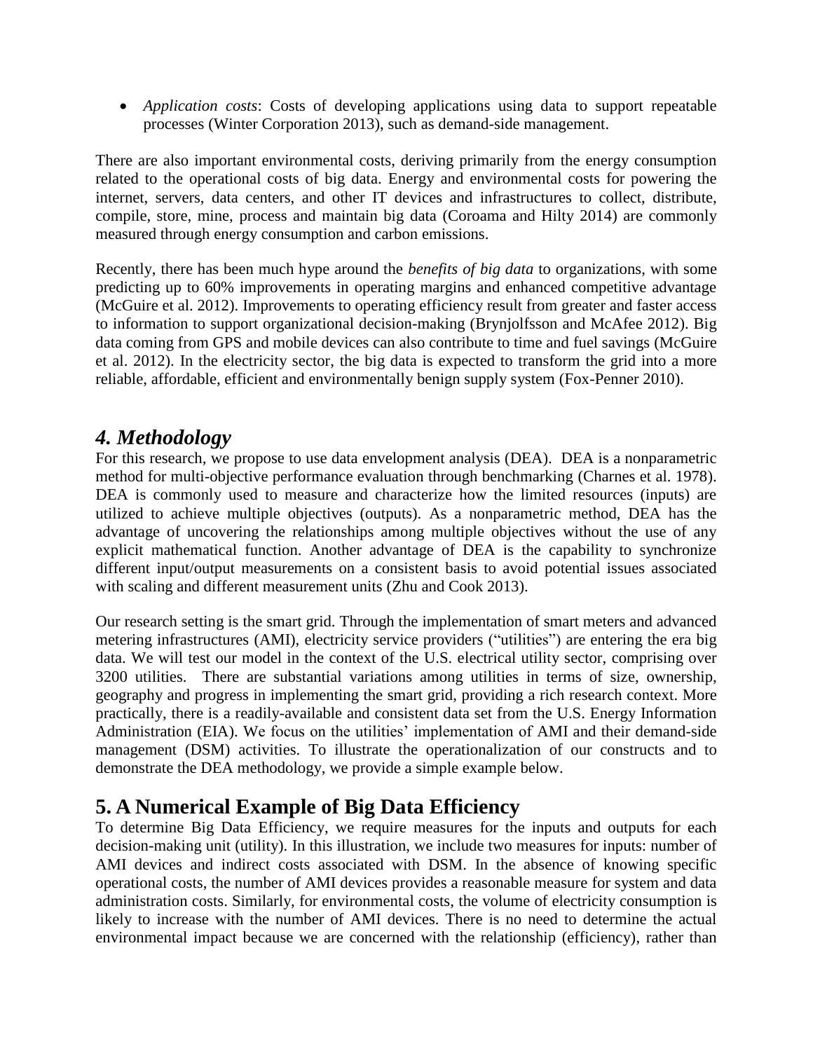- *Application costs*: Costs of developing applications using data to support repeatable processes (Winter Corporation 2013), such as demand-side management.

There are also important environmental costs, deriving primarily from the energy consumption related to the operational costs of big data. Energy and environmental costs for powering the internet, servers, data centers, and other IT devices and infrastructures to collect, distribute, compile, store, mine, process and maintain big data (Coroama and Hilty 2014) are commonly measured through energy consumption and carbon emissions.

Recently, there has been much hype around the *benefits of big data* to organizations, with some predicting up to 60% improvements in operating margins and enhanced competitive advantage (McGuire et al. 2012). Improvements to operating efficiency result from greater and faster access to information to support organizational decision-making (Brynjolfsson and McAfee 2012). Big data coming from GPS and mobile devices can also contribute to time and fuel savings (McGuire et al. 2012). In the electricity sector, the big data is expected to transform the grid into a more reliable, affordable, efficient and environmentally benign supply system (Fox-Penner 2010).

## *4. Methodology*

For this research, we propose to use data envelopment analysis (DEA). DEA is a nonparametric method for multi-objective performance evaluation through benchmarking (Charnes et al. 1978). DEA is commonly used to measure and characterize how the limited resources (inputs) are utilized to achieve multiple objectives (outputs). As a nonparametric method, DEA has the advantage of uncovering the relationships among multiple objectives without the use of any explicit mathematical function. Another advantage of DEA is the capability to synchronize different input/output measurements on a consistent basis to avoid potential issues associated with scaling and different measurement units (Zhu and Cook 2013).

Our research setting is the smart grid. Through the implementation of smart meters and advanced metering infrastructures (AMI), electricity service providers ("utilities") are entering the era big data. We will test our model in the context of the U.S. electrical utility sector, comprising over 3200 utilities. There are substantial variations among utilities in terms of size, ownership, geography and progress in implementing the smart grid, providing a rich research context. More practically, there is a readily-available and consistent data set from the U.S. Energy Information Administration (EIA). We focus on the utilities' implementation of AMI and their demand-side management (DSM) activities. To illustrate the operationalization of our constructs and to demonstrate the DEA methodology, we provide a simple example below.

## 5. A Numerical Example of Big Data Efficiency

To determine Big Data Efficiency, we require measures for the inputs and outputs for each decision-making unit (utility). In this illustration, we include two measures for inputs: number of AMI devices and indirect costs associated with DSM. In the absence of knowing specific operational costs, the number of AMI devices provides a reasonable measure for system and data administration costs. Similarly, for environmental costs, the volume of electricity consumption is likely to increase with the number of AMI devices. There is no need to determine the actual environmental impact because we are concerned with the relationship (efficiency), rather than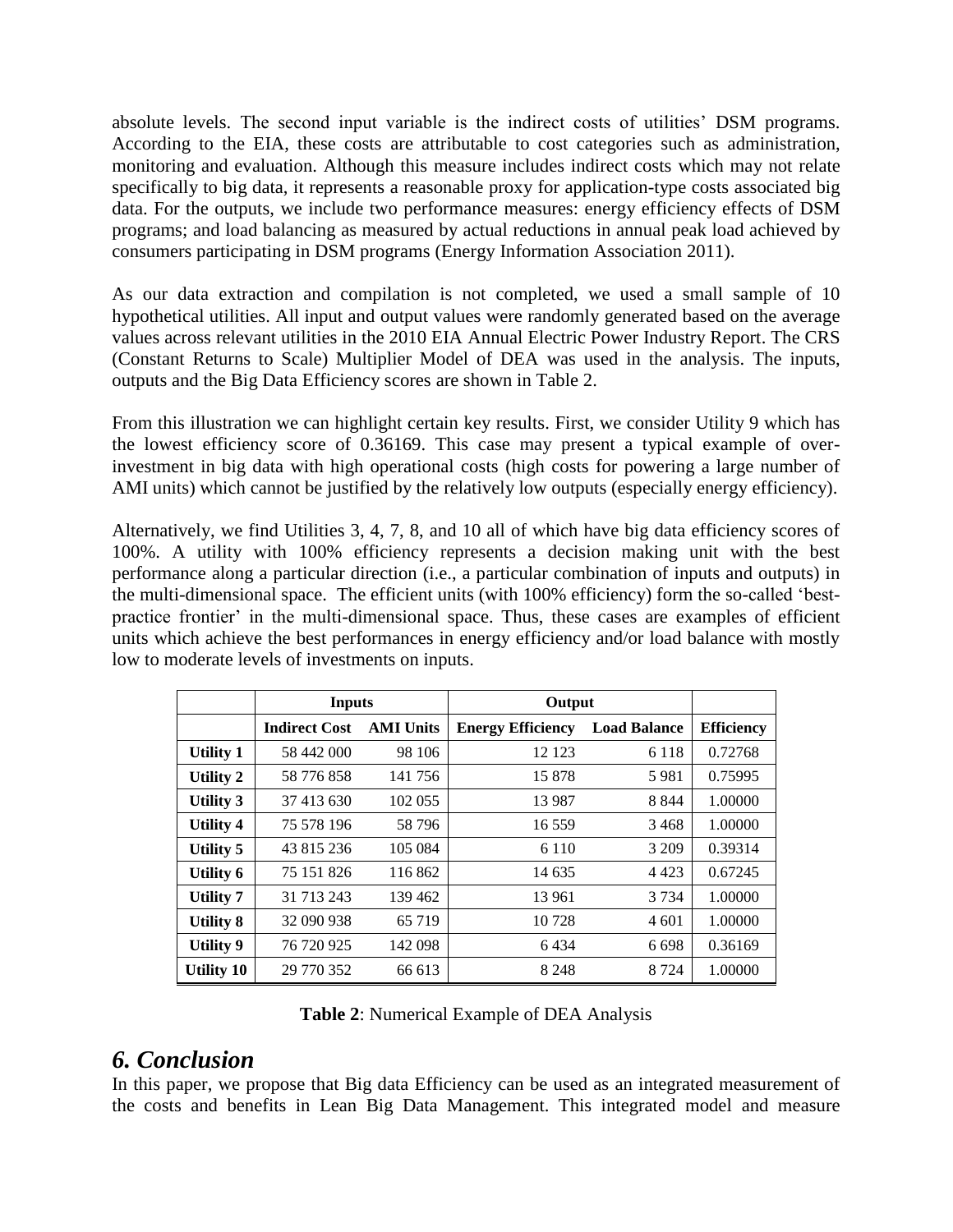absolute levels. The second input variable is the indirect costs of utilities' DSM programs. According to the EIA, these costs are attributable to cost categories such as administration, monitoring and evaluation. Although this measure includes indirect costs which may not relate specifically to big data, it represents a reasonable proxy for application-type costs associated big data. For the outputs, we include two performance measures: energy efficiency effects of DSM programs; and load balancing as measured by actual reductions in annual peak load achieved by consumers participating in DSM programs (Energy Information Association 2011).

As our data extraction and compilation is not completed, we used a small sample of 10 hypothetical utilities. All input and output values were randomly generated based on the average values across relevant utilities in the 2010 EIA Annual Electric Power Industry Report. The CRS (Constant Returns to Scale) Multiplier Model of DEA was used in the analysis. The inputs, outputs and the Big Data Efficiency scores are shown in Table 2.

From this illustration we can highlight certain key results. First, we consider Utility 9 which has the lowest efficiency score of 0.36169. This case may present a typical example of over-investment in big data with high operational costs (high costs for powering a large number of AMI units) which cannot be justified by the relatively low outputs (especially energy efficiency).

Alternatively, we find Utilities 3, 4, 7, 8, and 10 all of which have big data efficiency scores of 100%. A utility with 100% efficiency represents a decision making unit with the best performance along a particular direction (i.e., a particular combination of inputs and outputs) in the multi-dimensional space. The efficient units (with 100% efficiency) form the so-called 'best-practice frontier' in the multi-dimensional space. Thus, these cases are examples of efficient units which achieve the best performances in energy efficiency and/or load balance with mostly low to moderate levels of investments on inputs.

| | **Inputs** | | **Output** | | |
|---|---|---|---|---|---|
| | **Indirect Cost** | **AMI Units** | **Energy Efficiency** | **Load Balance** | **Efficiency** |
| **Utility 1** | 58 442 000 | 98 106 | 12 123 | 6 118 | 0.72768 |
| **Utility 2** | 58 776 858 | 141 756 | 15 878 | 5 981 | 0.75995 |
| **Utility 3** | 37 413 630 | 102 055 | 13 987 | 8 844 | 1.00000 |
| **Utility 4** | 75 578 196 | 58 796 | 16 559 | 3 468 | 1.00000 |
| **Utility 5** | 43 815 236 | 105 084 | 6 110 | 3 209 | 0.39314 |
| **Utility 6** | 75 151 826 | 116 862 | 14 635 | 4 423 | 0.67245 |
| **Utility 7** | 31 713 243 | 139 462 | 13 961 | 3 734 | 1.00000 |
| **Utility 8** | 32 090 938 | 65 719 | 10 728 | 4 601 | 1.00000 |
| **Utility 9** | 76 720 925 | 142 098 | 6 434 | 6 698 | 0.36169 |
| **Utility 10** | 29 770 352 | 66 613 | 8 248 | 8 724 | 1.00000 |

**Table 2**: Numerical Example of DEA Analysis

## *6. Conclusion*

In this paper, we propose that Big data Efficiency can be used as an integrated measurement of the costs and benefits in Lean Big Data Management. This integrated model and measure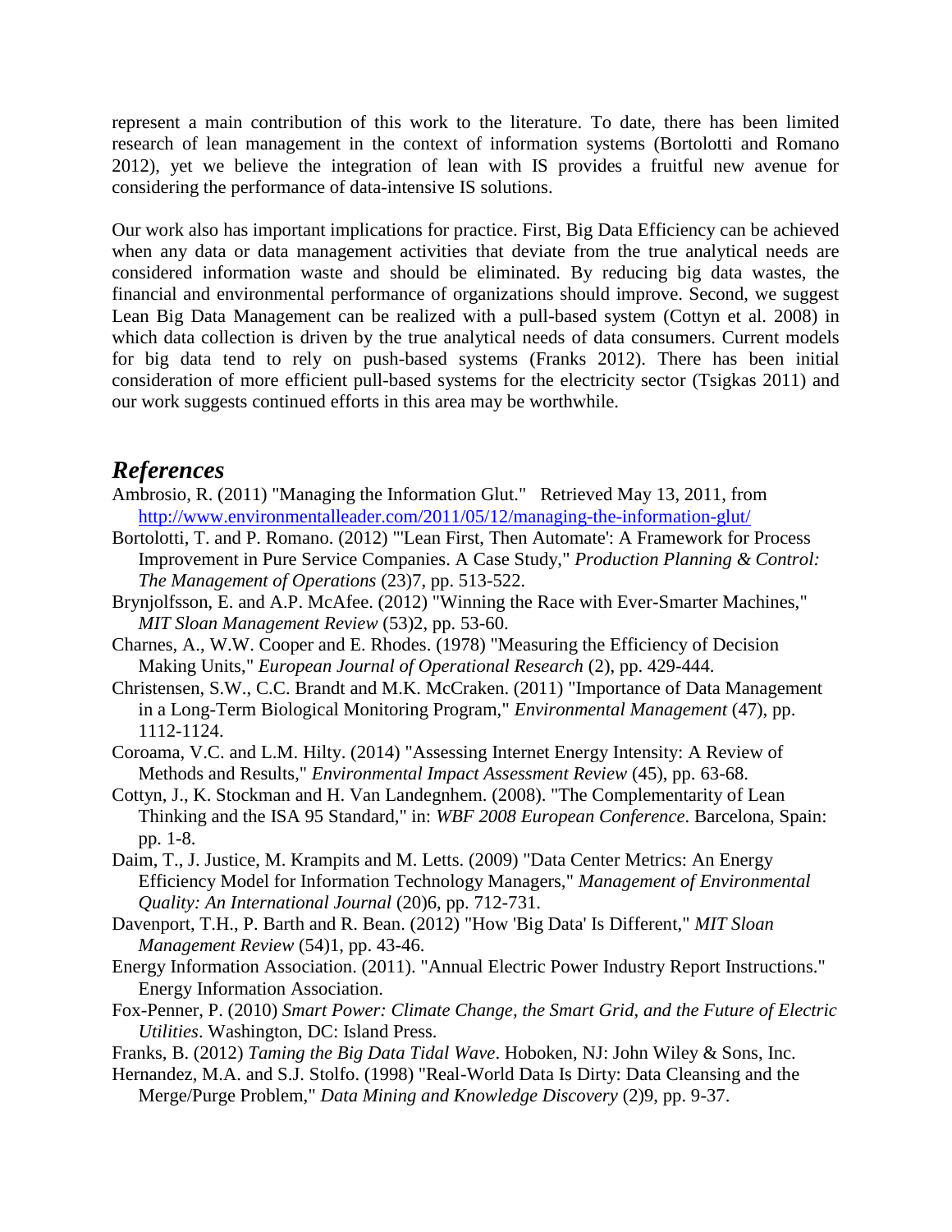represent a main contribution of this work to the literature. To date, there has been limited research of lean management in the context of information systems (Bortolotti and Romano 2012), yet we believe the integration of lean with IS provides a fruitful new avenue for considering the performance of data-intensive IS solutions.

Our work also has important implications for practice. First, Big Data Efficiency can be achieved when any data or data management activities that deviate from the true analytical needs are considered information waste and should be eliminated. By reducing big data wastes, the financial and environmental performance of organizations should improve. Second, we suggest Lean Big Data Management can be realized with a pull-based system (Cottyn et al. 2008) in which data collection is driven by the true analytical needs of data consumers. Current models for big data tend to rely on push-based systems (Franks 2012). There has been initial consideration of more efficient pull-based systems for the electricity sector (Tsigkas 2011) and our work suggests continued efforts in this area may be worthwhile.

## *References*

Ambrosio, R. (2011) "Managing the Information Glut." Retrieved May 13, 2011, from http://www.environmentalleader.com/2011/05/12/managing-the-information-glut/

Bortolotti, T. and P. Romano. (2012) "'Lean First, Then Automate': A Framework for Process Improvement in Pure Service Companies. A Case Study," *Production Planning & Control: The Management of Operations* (23)7, pp. 513-522.

Brynjolfsson, E. and A.P. McAfee. (2012) "Winning the Race with Ever-Smarter Machines," *MIT Sloan Management Review* (53)2, pp. 53-60.

Charnes, A., W.W. Cooper and E. Rhodes. (1978) "Measuring the Efficiency of Decision Making Units," *European Journal of Operational Research* (2), pp. 429-444.

Christensen, S.W., C.C. Brandt and M.K. McCraken. (2011) "Importance of Data Management in a Long-Term Biological Monitoring Program," *Environmental Management* (47), pp. 1112-1124.

Coroama, V.C. and L.M. Hilty. (2014) "Assessing Internet Energy Intensity: A Review of Methods and Results," *Environmental Impact Assessment Review* (45), pp. 63-68.

Cottyn, J., K. Stockman and H. Van Landegnhem. (2008). "The Complementarity of Lean Thinking and the ISA 95 Standard," in: *WBF 2008 European Conference*. Barcelona, Spain: pp. 1-8.

Daim, T., J. Justice, M. Krampits and M. Letts. (2009) "Data Center Metrics: An Energy Efficiency Model for Information Technology Managers," *Management of Environmental Quality: An International Journal* (20)6, pp. 712-731.

Davenport, T.H., P. Barth and R. Bean. (2012) "How 'Big Data' Is Different," *MIT Sloan Management Review* (54)1, pp. 43-46.

Energy Information Association. (2011). "Annual Electric Power Industry Report Instructions." Energy Information Association.

Fox-Penner, P. (2010) *Smart Power: Climate Change, the Smart Grid, and the Future of Electric Utilities*. Washington, DC: Island Press.

Franks, B. (2012) *Taming the Big Data Tidal Wave*. Hoboken, NJ: John Wiley & Sons, Inc.

Hernandez, M.A. and S.J. Stolfo. (1998) "Real-World Data Is Dirty: Data Cleansing and the Merge/Purge Problem," *Data Mining and Knowledge Discovery* (2)9, pp. 9-37.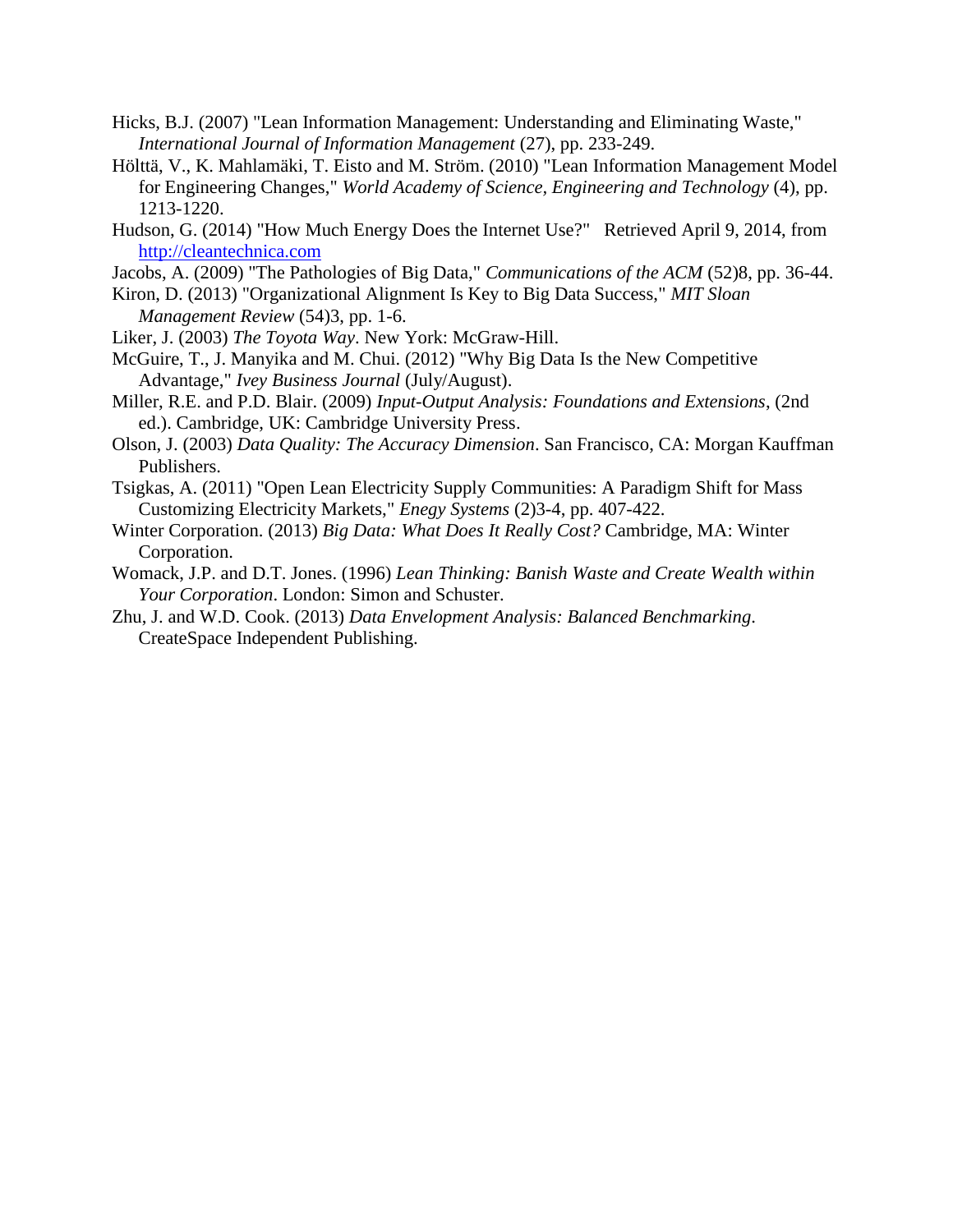Hicks, B.J. (2007) "Lean Information Management: Understanding and Eliminating Waste," *International Journal of Information Management* (27), pp. 233-249.

Hölttä, V., K. Mahlamäki, T. Eisto and M. Ström. (2010) "Lean Information Management Model for Engineering Changes," *World Academy of Science, Engineering and Technology* (4), pp. 1213-1220.

Hudson, G. (2014) "How Much Energy Does the Internet Use?" Retrieved April 9, 2014, from [http://cleantechnica.com](http://cleantechnica.com)

Jacobs, A. (2009) "The Pathologies of Big Data," *Communications of the ACM* (52)8, pp. 36-44.

Kiron, D. (2013) "Organizational Alignment Is Key to Big Data Success," *MIT Sloan Management Review* (54)3, pp. 1-6.

Liker, J. (2003) *The Toyota Way*. New York: McGraw-Hill.

McGuire, T., J. Manyika and M. Chui. (2012) "Why Big Data Is the New Competitive Advantage," *Ivey Business Journal* (July/August).

Miller, R.E. and P.D. Blair. (2009) *Input-Output Analysis: Foundations and Extensions*, (2nd ed.). Cambridge, UK: Cambridge University Press.

Olson, J. (2003) *Data Quality: The Accuracy Dimension*. San Francisco, CA: Morgan Kauffman Publishers.

Tsigkas, A. (2011) "Open Lean Electricity Supply Communities: A Paradigm Shift for Mass Customizing Electricity Markets," *Enegy Systems* (2)3-4, pp. 407-422.

Winter Corporation. (2013) *Big Data: What Does It Really Cost?* Cambridge, MA: Winter Corporation.

Womack, J.P. and D.T. Jones. (1996) *Lean Thinking: Banish Waste and Create Wealth within Your Corporation*. London: Simon and Schuster.

Zhu, J. and W.D. Cook. (2013) *Data Envelopment Analysis: Balanced Benchmarking*. CreateSpace Independent Publishing.